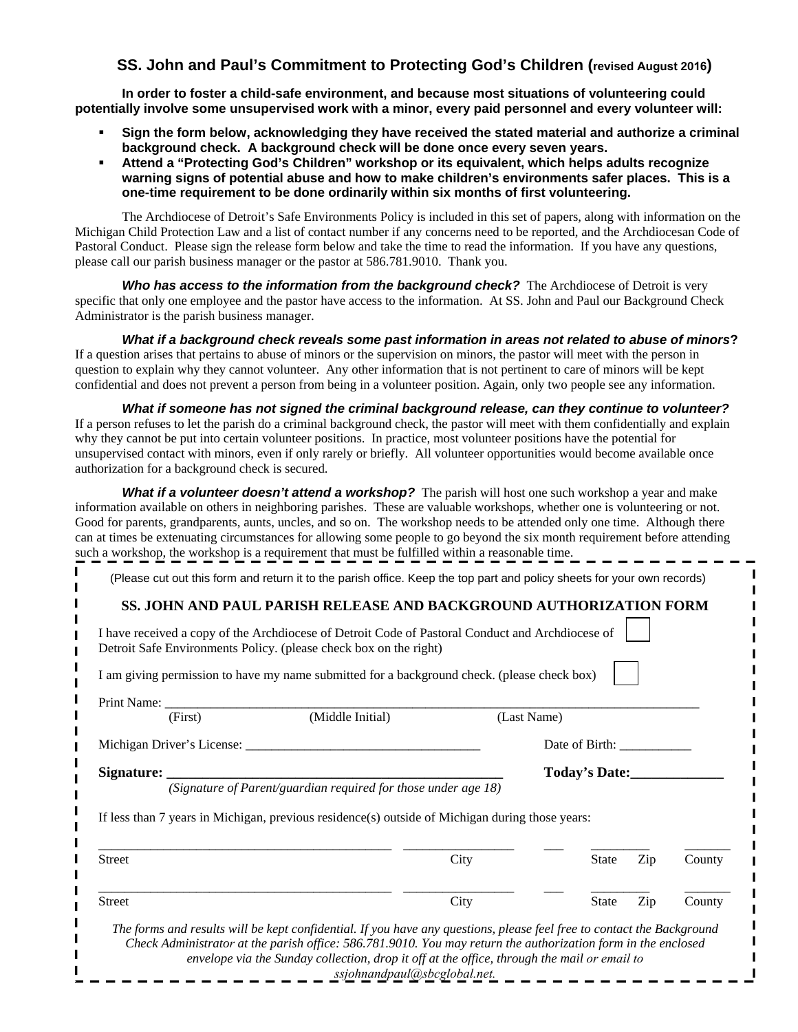## SS. John and Paul's Commitment to Protecting God's Children (revised August 2016)

**In order to foster a child-safe environment, and because most situations of volunteering could potentially involve some unsupervised work with a minor, every paid personnel and every volunteer will:**

- **Sign the form below, acknowledging they have received the stated material and authorize a criminal background check. A background check will be done once every seven years.**
- **Attend a "Protecting God's Children" workshop or its equivalent, which helps adults recognize warning signs of potential abuse and how to make children's environments safer places. This is a one-time requirement to be done ordinarily within six months of first volunteering.**

The Archdiocese of Detroit's Safe Environments Policy is included in this set of papers, along with information on the Michigan Child Protection Law and a list of contact number if any concerns need to be reported, and the Archdiocesan Code of Pastoral Conduct. Please sign the release form below and take the time to read the information. If you have any questions, please call our parish business manager or the pastor at 586.781.9010. Thank you.

***Who has access to the information from the background check?*** The Archdiocese of Detroit is very specific that only one employee and the pastor have access to the information. At SS. John and Paul our Background Check Administrator is the parish business manager.

***What if a background check reveals some past information in areas not related to abuse of minors*?** If a question arises that pertains to abuse of minors or the supervision on minors, the pastor will meet with the person in question to explain why they cannot volunteer. Any other information that is not pertinent to care of minors will be kept confidential and does not prevent a person from being in a volunteer position. Again, only two people see any information.

***What if someone has not signed the criminal background release, can they continue to volunteer?*** If a person refuses to let the parish do a criminal background check, the pastor will meet with them confidentially and explain why they cannot be put into certain volunteer positions. In practice, most volunteer positions have the potential for unsupervised contact with minors, even if only rarely or briefly. All volunteer opportunities would become available once authorization for a background check is secured.

***What if a volunteer doesn't attend a workshop?*** The parish will host one such workshop a year and make information available on others in neighboring parishes. These are valuable workshops, whether one is volunteering or not. Good for parents, grandparents, aunts, uncles, and so on. The workshop needs to be attended only one time. Although there can at times be extenuating circumstances for allowing some people to go beyond the six month requirement before attending such a workshop, the workshop is a requirement that must be fulfilled within a reasonable time.

---

(Please cut out this form and return it to the parish office. Keep the top part and policy sheets for your own records)

### SS. JOHN AND PAUL PARISH RELEASE AND BACKGROUND AUTHORIZATION FORM

I have received a copy of the Archdiocese of Detroit Code of Pastoral Conduct and Archdiocese of Detroit Safe Environments Policy. (please check box on the right) ☐

I am giving permission to have my name submitted for a background check. (please check box) ☐

Print Name: ______________________________________________________________________
(First) (Middle Initial) (Last Name)

Michigan Driver's License: ____________________________________ Date of Birth: ___________

**Signature: ______________________________________________ Today's Date:_____________**
*(Signature of Parent/guardian required for those under age 18)*

If less than 7 years in Michigan, previous residence(s) outside of Michigan during those years:

_____________________________________________ ________________ ___ _________ _______
Street City State Zip County

_____________________________________________ ________________ ___ _________ _______
Street City State Zip County

*The forms and results will be kept confidential. If you have any questions, please feel free to contact the Background Check Administrator at the parish office: 586.781.9010. You may return the authorization form in the enclosed envelope via the Sunday collection, drop it off at the office, through the mail or email to ssjohnandpaul@sbcglobal.net.*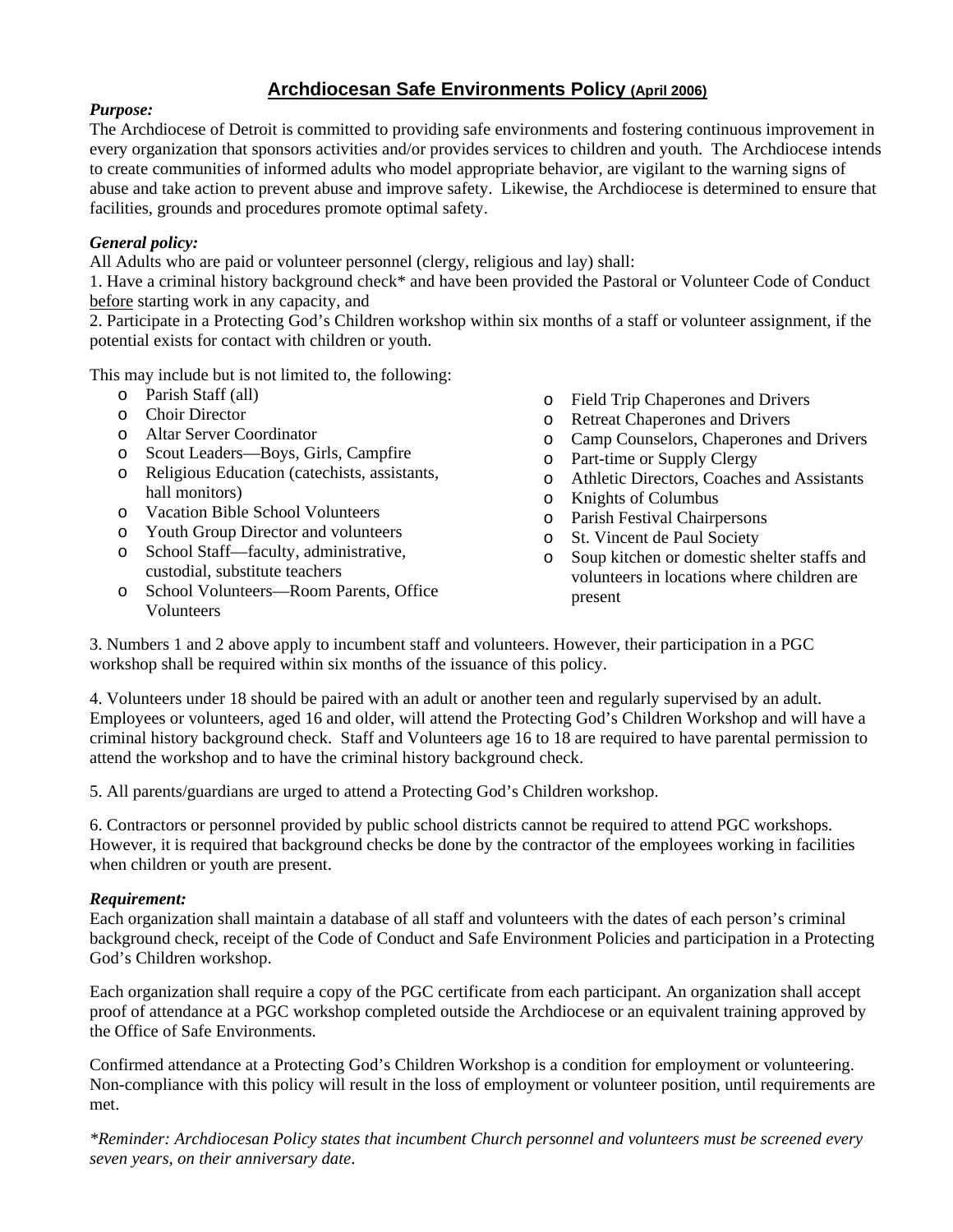# Archdiocesan Safe Environments Policy (April 2006)

***Purpose:***

The Archdiocese of Detroit is committed to providing safe environments and fostering continuous improvement in every organization that sponsors activities and/or provides services to children and youth. The Archdiocese intends to create communities of informed adults who model appropriate behavior, are vigilant to the warning signs of abuse and take action to prevent abuse and improve safety. Likewise, the Archdiocese is determined to ensure that facilities, grounds and procedures promote optimal safety.

***General policy:***

All Adults who are paid or volunteer personnel (clergy, religious and lay) shall:

1. Have a criminal history background check* and have been provided the Pastoral or Volunteer Code of Conduct before starting work in any capacity, and
2. Participate in a Protecting God's Children workshop within six months of a staff or volunteer assignment, if the potential exists for contact with children or youth.

This may include but is not limited to, the following:

- Parish Staff (all)
- Choir Director
- Altar Server Coordinator
- Scout Leaders—Boys, Girls, Campfire
- Religious Education (catechists, assistants, hall monitors)
- Vacation Bible School Volunteers
- Youth Group Director and volunteers
- School Staff—faculty, administrative, custodial, substitute teachers
- School Volunteers—Room Parents, Office Volunteers
- Field Trip Chaperones and Drivers
- Retreat Chaperones and Drivers
- Camp Counselors, Chaperones and Drivers
- Part-time or Supply Clergy
- Athletic Directors, Coaches and Assistants
- Knights of Columbus
- Parish Festival Chairpersons
- St. Vincent de Paul Society
- Soup kitchen or domestic shelter staffs and volunteers in locations where children are present

3. Numbers 1 and 2 above apply to incumbent staff and volunteers. However, their participation in a PGC workshop shall be required within six months of the issuance of this policy.

4. Volunteers under 18 should be paired with an adult or another teen and regularly supervised by an adult. Employees or volunteers, aged 16 and older, will attend the Protecting God's Children Workshop and will have a criminal history background check. Staff and Volunteers age 16 to 18 are required to have parental permission to attend the workshop and to have the criminal history background check.

5. All parents/guardians are urged to attend a Protecting God's Children workshop.

6. Contractors or personnel provided by public school districts cannot be required to attend PGC workshops. However, it is required that background checks be done by the contractor of the employees working in facilities when children or youth are present.

***Requirement:***

Each organization shall maintain a database of all staff and volunteers with the dates of each person's criminal background check, receipt of the Code of Conduct and Safe Environment Policies and participation in a Protecting God's Children workshop.

Each organization shall require a copy of the PGC certificate from each participant. An organization shall accept proof of attendance at a PGC workshop completed outside the Archdiocese or an equivalent training approved by the Office of Safe Environments.

Confirmed attendance at a Protecting God's Children Workshop is a condition for employment or volunteering. Non-compliance with this policy will result in the loss of employment or volunteer position, until requirements are met.

*\*Reminder: Archdiocesan Policy states that incumbent Church personnel and volunteers must be screened every seven years, on their anniversary date.*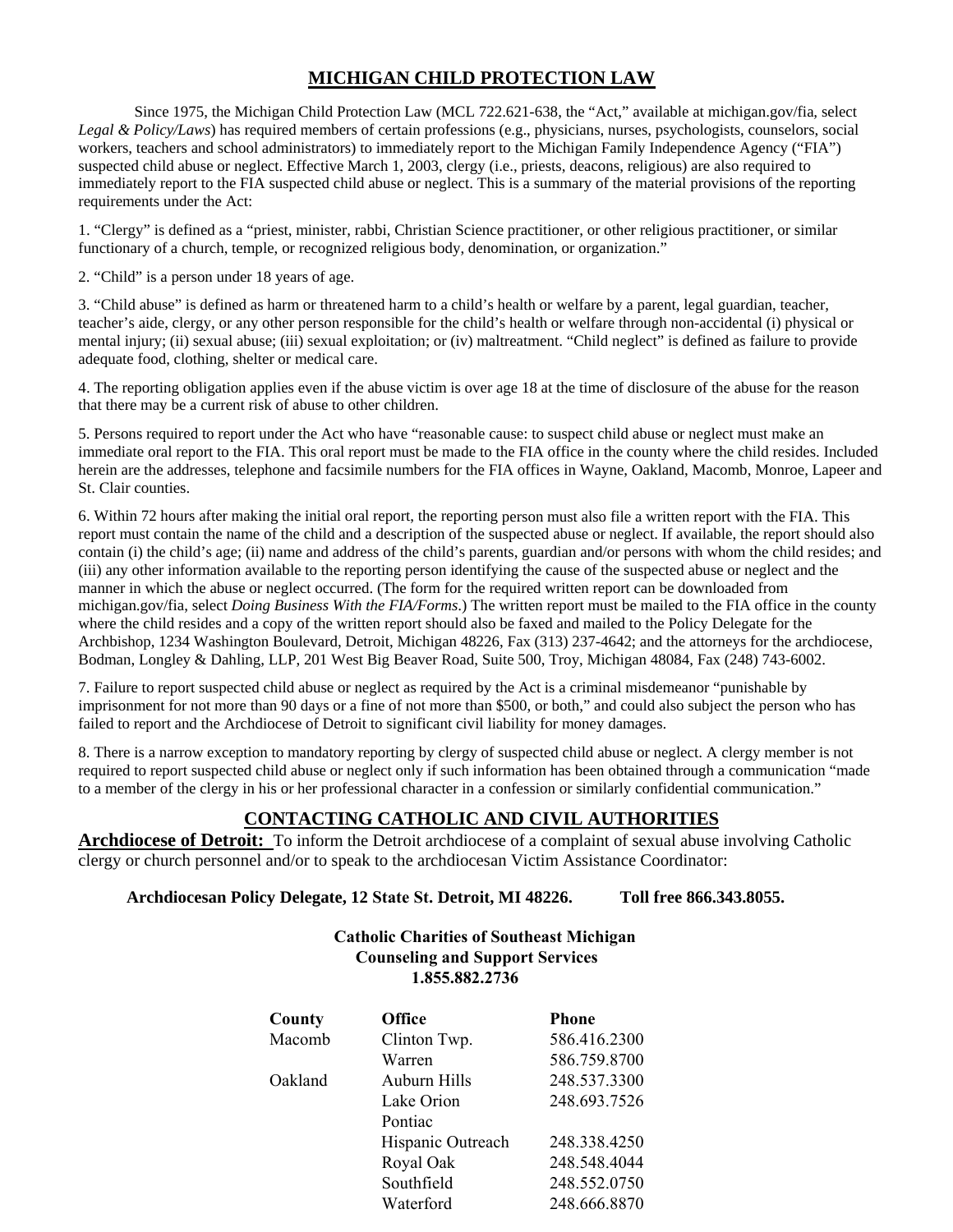## MICHIGAN CHILD PROTECTION LAW

Since 1975, the Michigan Child Protection Law (MCL 722.621-638, the "Act," available at michigan.gov/fia, select *Legal & Policy/Laws*) has required members of certain professions (e.g., physicians, nurses, psychologists, counselors, social workers, teachers and school administrators) to immediately report to the Michigan Family Independence Agency ("FIA") suspected child abuse or neglect. Effective March 1, 2003, clergy (i.e., priests, deacons, religious) are also required to immediately report to the FIA suspected child abuse or neglect. This is a summary of the material provisions of the reporting requirements under the Act:

1. "Clergy" is defined as a "priest, minister, rabbi, Christian Science practitioner, or other religious practitioner, or similar functionary of a church, temple, or recognized religious body, denomination, or organization."

2. "Child" is a person under 18 years of age.

3. "Child abuse" is defined as harm or threatened harm to a child's health or welfare by a parent, legal guardian, teacher, teacher's aide, clergy, or any other person responsible for the child's health or welfare through non-accidental (i) physical or mental injury; (ii) sexual abuse; (iii) sexual exploitation; or (iv) maltreatment. "Child neglect" is defined as failure to provide adequate food, clothing, shelter or medical care.

4. The reporting obligation applies even if the abuse victim is over age 18 at the time of disclosure of the abuse for the reason that there may be a current risk of abuse to other children.

5. Persons required to report under the Act who have "reasonable cause: to suspect child abuse or neglect must make an immediate oral report to the FIA. This oral report must be made to the FIA office in the county where the child resides. Included herein are the addresses, telephone and facsimile numbers for the FIA offices in Wayne, Oakland, Macomb, Monroe, Lapeer and St. Clair counties.

6. Within 72 hours after making the initial oral report, the reporting person must also file a written report with the FIA. This report must contain the name of the child and a description of the suspected abuse or neglect. If available, the report should also contain (i) the child's age; (ii) name and address of the child's parents, guardian and/or persons with whom the child resides; and (iii) any other information available to the reporting person identifying the cause of the suspected abuse or neglect and the manner in which the abuse or neglect occurred. (The form for the required written report can be downloaded from michigan.gov/fia, select *Doing Business With the FIA/Forms*.) The written report must be mailed to the FIA office in the county where the child resides and a copy of the written report should also be faxed and mailed to the Policy Delegate for the Archbishop, 1234 Washington Boulevard, Detroit, Michigan 48226, Fax (313) 237-4642; and the attorneys for the archdiocese, Bodman, Longley & Dahling, LLP, 201 West Big Beaver Road, Suite 500, Troy, Michigan 48084, Fax (248) 743-6002.

7. Failure to report suspected child abuse or neglect as required by the Act is a criminal misdemeanor "punishable by imprisonment for not more than 90 days or a fine of not more than $500, or both," and could also subject the person who has failed to report and the Archdiocese of Detroit to significant civil liability for money damages.

8. There is a narrow exception to mandatory reporting by clergy of suspected child abuse or neglect. A clergy member is not required to report suspected child abuse or neglect only if such information has been obtained through a communication "made to a member of the clergy in his or her professional character in a confession or similarly confidential communication."

## CONTACTING CATHOLIC AND CIVIL AUTHORITIES

**Archdiocese of Detroit:** To inform the Detroit archdiocese of a complaint of sexual abuse involving Catholic clergy or church personnel and/or to speak to the archdiocesan Victim Assistance Coordinator:

**Archdiocesan Policy Delegate, 12 State St. Detroit, MI 48226. Toll free 866.343.8055.**

**Catholic Charities of Southeast Michigan**
**Counseling and Support Services**
**1.855.882.2736**

| County | Office | Phone |
|---|---|---|
| Macomb | Clinton Twp. | 586.416.2300 |
| | Warren | 586.759.8700 |
| Oakland | Auburn Hills | 248.537.3300 |
| | Lake Orion | 248.693.7526 |
| | Pontiac | |
| | Hispanic Outreach | 248.338.4250 |
| | Royal Oak | 248.548.4044 |
| | Southfield | 248.552.0750 |
| | Waterford | 248.666.8870 |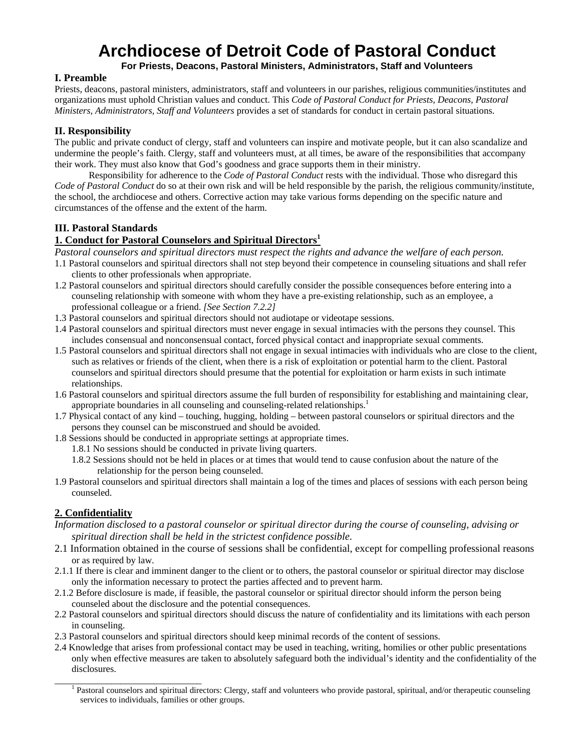# Archdiocese of Detroit Code of Pastoral Conduct

**For Priests, Deacons, Pastoral Ministers, Administrators, Staff and Volunteers**

## I. Preamble

Priests, deacons, pastoral ministers, administrators, staff and volunteers in our parishes, religious communities/institutes and organizations must uphold Christian values and conduct. This *Code of Pastoral Conduct for Priests, Deacons, Pastoral Ministers, Administrators, Staff and Volunteers* provides a set of standards for conduct in certain pastoral situations.

## II. Responsibility

The public and private conduct of clergy, staff and volunteers can inspire and motivate people, but it can also scandalize and undermine the people's faith. Clergy, staff and volunteers must, at all times, be aware of the responsibilities that accompany their work. They must also know that God's goodness and grace supports them in their ministry.

Responsibility for adherence to the *Code of Pastoral Conduct* rests with the individual. Those who disregard this *Code of Pastoral Conduct* do so at their own risk and will be held responsible by the parish, the religious community/institute, the school, the archdiocese and others. Corrective action may take various forms depending on the specific nature and circumstances of the offense and the extent of the harm.

## III. Pastoral Standards

### 1. Conduct for Pastoral Counselors and Spiritual Directors[1]

*Pastoral counselors and spiritual directors must respect the rights and advance the welfare of each person.*

1.1 Pastoral counselors and spiritual directors shall not step beyond their competence in counseling situations and shall refer clients to other professionals when appropriate.

1.2 Pastoral counselors and spiritual directors should carefully consider the possible consequences before entering into a counseling relationship with someone with whom they have a pre-existing relationship, such as an employee, a professional colleague or a friend. *[See Section 7.2.2]*

1.3 Pastoral counselors and spiritual directors should not audiotape or videotape sessions.

1.4 Pastoral counselors and spiritual directors must never engage in sexual intimacies with the persons they counsel. This includes consensual and nonconsensual contact, forced physical contact and inappropriate sexual comments.

1.5 Pastoral counselors and spiritual directors shall not engage in sexual intimacies with individuals who are close to the client, such as relatives or friends of the client, when there is a risk of exploitation or potential harm to the client. Pastoral counselors and spiritual directors should presume that the potential for exploitation or harm exists in such intimate relationships.

1.6 Pastoral counselors and spiritual directors assume the full burden of responsibility for establishing and maintaining clear, appropriate boundaries in all counseling and counseling-related relationships.[1]

1.7 Physical contact of any kind – touching, hugging, holding – between pastoral counselors or spiritual directors and the persons they counsel can be misconstrued and should be avoided.

1.8 Sessions should be conducted in appropriate settings at appropriate times.

- 1.8.1 No sessions should be conducted in private living quarters.
- 1.8.2 Sessions should not be held in places or at times that would tend to cause confusion about the nature of the relationship for the person being counseled.

1.9 Pastoral counselors and spiritual directors shall maintain a log of the times and places of sessions with each person being counseled.

### 2. Confidentiality

*Information disclosed to a pastoral counselor or spiritual director during the course of counseling, advising or spiritual direction shall be held in the strictest confidence possible.*

2.1 Information obtained in the course of sessions shall be confidential, except for compelling professional reasons or as required by law.

2.1.1 If there is clear and imminent danger to the client or to others, the pastoral counselor or spiritual director may disclose only the information necessary to protect the parties affected and to prevent harm.

2.1.2 Before disclosure is made, if feasible, the pastoral counselor or spiritual director should inform the person being counseled about the disclosure and the potential consequences.

2.2 Pastoral counselors and spiritual directors should discuss the nature of confidentiality and its limitations with each person in counseling.

2.3 Pastoral counselors and spiritual directors should keep minimal records of the content of sessions.

2.4 Knowledge that arises from professional contact may be used in teaching, writing, homilies or other public presentations only when effective measures are taken to absolutely safeguard both the individual's identity and the confidentiality of the disclosures.

---

[1] Pastoral counselors and spiritual directors: Clergy, staff and volunteers who provide pastoral, spiritual, and/or therapeutic counseling services to individuals, families or other groups.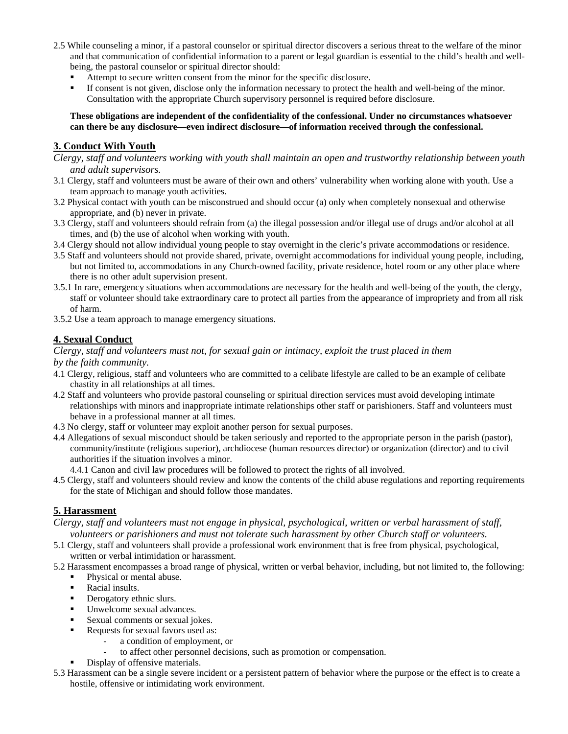2.5 While counseling a minor, if a pastoral counselor or spiritual director discovers a serious threat to the welfare of the minor and that communication of confidential information to a parent or legal guardian is essential to the child's health and well-being, the pastoral counselor or spiritual director should:

- Attempt to secure written consent from the minor for the specific disclosure.
- If consent is not given, disclose only the information necessary to protect the health and well-being of the minor. Consultation with the appropriate Church supervisory personnel is required before disclosure.

**These obligations are independent of the confidentiality of the confessional. Under no circumstances whatsoever can there be any disclosure—even indirect disclosure—of information received through the confessional.**

## 3. Conduct With Youth

*Clergy, staff and volunteers working with youth shall maintain an open and trustworthy relationship between youth and adult supervisors.*

3.1 Clergy, staff and volunteers must be aware of their own and others' vulnerability when working alone with youth. Use a team approach to manage youth activities.

3.2 Physical contact with youth can be misconstrued and should occur (a) only when completely nonsexual and otherwise appropriate, and (b) never in private.

3.3 Clergy, staff and volunteers should refrain from (a) the illegal possession and/or illegal use of drugs and/or alcohol at all times, and (b) the use of alcohol when working with youth.

3.4 Clergy should not allow individual young people to stay overnight in the cleric's private accommodations or residence.

3.5 Staff and volunteers should not provide shared, private, overnight accommodations for individual young people, including, but not limited to, accommodations in any Church-owned facility, private residence, hotel room or any other place where there is no other adult supervision present.

3.5.1 In rare, emergency situations when accommodations are necessary for the health and well-being of the youth, the clergy, staff or volunteer should take extraordinary care to protect all parties from the appearance of impropriety and from all risk of harm.

3.5.2 Use a team approach to manage emergency situations.

## 4. Sexual Conduct

*Clergy, staff and volunteers must not, for sexual gain or intimacy, exploit the trust placed in them by the faith community.*

4.1 Clergy, religious, staff and volunteers who are committed to a celibate lifestyle are called to be an example of celibate chastity in all relationships at all times.

4.2 Staff and volunteers who provide pastoral counseling or spiritual direction services must avoid developing intimate relationships with minors and inappropriate intimate relationships other staff or parishioners. Staff and volunteers must behave in a professional manner at all times.

4.3 No clergy, staff or volunteer may exploit another person for sexual purposes.

4.4 Allegations of sexual misconduct should be taken seriously and reported to the appropriate person in the parish (pastor), community/institute (religious superior), archdiocese (human resources director) or organization (director) and to civil authorities if the situation involves a minor.

4.4.1 Canon and civil law procedures will be followed to protect the rights of all involved.

4.5 Clergy, staff and volunteers should review and know the contents of the child abuse regulations and reporting requirements for the state of Michigan and should follow those mandates.

## 5. Harassment

*Clergy, staff and volunteers must not engage in physical, psychological, written or verbal harassment of staff, volunteers or parishioners and must not tolerate such harassment by other Church staff or volunteers.*

5.1 Clergy, staff and volunteers shall provide a professional work environment that is free from physical, psychological, written or verbal intimidation or harassment.

5.2 Harassment encompasses a broad range of physical, written or verbal behavior, including, but not limited to, the following:

- Physical or mental abuse.
- Racial insults.
- Derogatory ethnic slurs.
- Unwelcome sexual advances.
- Sexual comments or sexual jokes.
- Requests for sexual favors used as:
  - a condition of employment, or
  - to affect other personnel decisions, such as promotion or compensation.
- Display of offensive materials.

5.3 Harassment can be a single severe incident or a persistent pattern of behavior where the purpose or the effect is to create a hostile, offensive or intimidating work environment.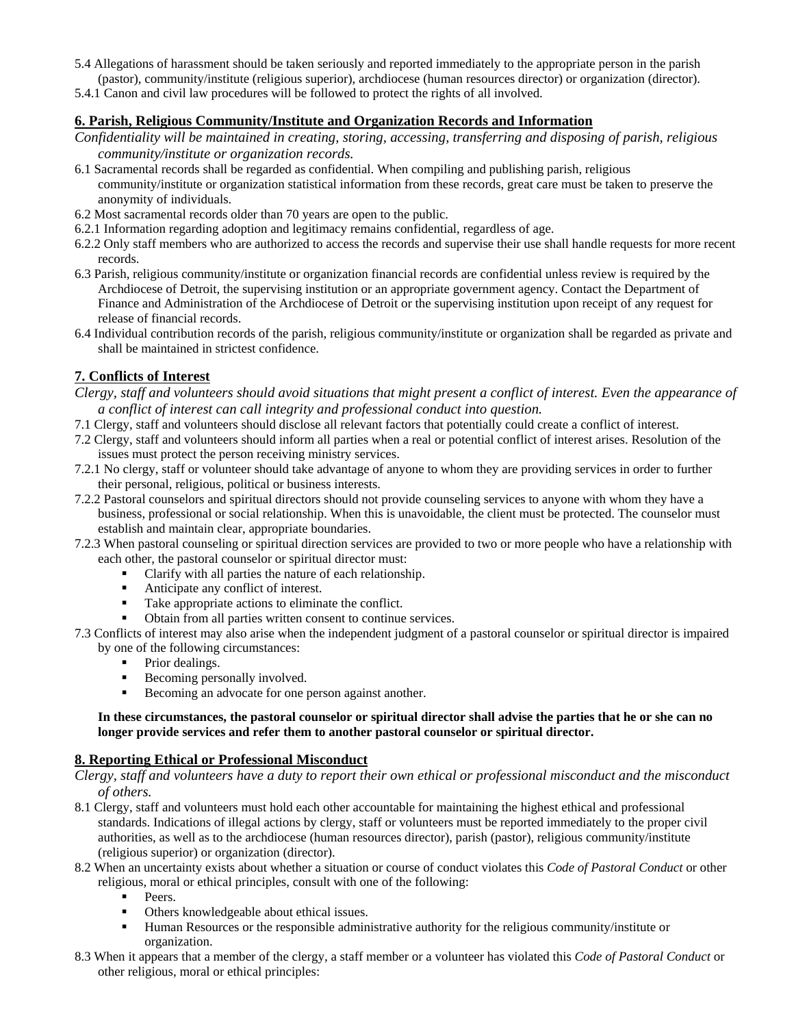5.4 Allegations of harassment should be taken seriously and reported immediately to the appropriate person in the parish (pastor), community/institute (religious superior), archdiocese (human resources director) or organization (director).

5.4.1 Canon and civil law procedures will be followed to protect the rights of all involved.

## 6. Parish, Religious Community/Institute and Organization Records and Information

*Confidentiality will be maintained in creating, storing, accessing, transferring and disposing of parish, religious community/institute or organization records.*

6.1 Sacramental records shall be regarded as confidential. When compiling and publishing parish, religious community/institute or organization statistical information from these records, great care must be taken to preserve the anonymity of individuals.

6.2 Most sacramental records older than 70 years are open to the public.

6.2.1 Information regarding adoption and legitimacy remains confidential, regardless of age.

6.2.2 Only staff members who are authorized to access the records and supervise their use shall handle requests for more recent records.

6.3 Parish, religious community/institute or organization financial records are confidential unless review is required by the Archdiocese of Detroit, the supervising institution or an appropriate government agency. Contact the Department of Finance and Administration of the Archdiocese of Detroit or the supervising institution upon receipt of any request for release of financial records.

6.4 Individual contribution records of the parish, religious community/institute or organization shall be regarded as private and shall be maintained in strictest confidence.

## 7. Conflicts of Interest

*Clergy, staff and volunteers should avoid situations that might present a conflict of interest. Even the appearance of a conflict of interest can call integrity and professional conduct into question.*

7.1 Clergy, staff and volunteers should disclose all relevant factors that potentially could create a conflict of interest.

7.2 Clergy, staff and volunteers should inform all parties when a real or potential conflict of interest arises. Resolution of the issues must protect the person receiving ministry services.

7.2.1 No clergy, staff or volunteer should take advantage of anyone to whom they are providing services in order to further their personal, religious, political or business interests.

7.2.2 Pastoral counselors and spiritual directors should not provide counseling services to anyone with whom they have a business, professional or social relationship. When this is unavoidable, the client must be protected. The counselor must establish and maintain clear, appropriate boundaries.

7.2.3 When pastoral counseling or spiritual direction services are provided to two or more people who have a relationship with each other, the pastoral counselor or spiritual director must:

- Clarify with all parties the nature of each relationship.
- Anticipate any conflict of interest.
- Take appropriate actions to eliminate the conflict.
- Obtain from all parties written consent to continue services.

7.3 Conflicts of interest may also arise when the independent judgment of a pastoral counselor or spiritual director is impaired by one of the following circumstances:

- Prior dealings.
- Becoming personally involved.
- Becoming an advocate for one person against another.

**In these circumstances, the pastoral counselor or spiritual director shall advise the parties that he or she can no longer provide services and refer them to another pastoral counselor or spiritual director.**

## 8. Reporting Ethical or Professional Misconduct

*Clergy, staff and volunteers have a duty to report their own ethical or professional misconduct and the misconduct of others.*

8.1 Clergy, staff and volunteers must hold each other accountable for maintaining the highest ethical and professional standards. Indications of illegal actions by clergy, staff or volunteers must be reported immediately to the proper civil authorities, as well as to the archdiocese (human resources director), parish (pastor), religious community/institute (religious superior) or organization (director).

8.2 When an uncertainty exists about whether a situation or course of conduct violates this *Code of Pastoral Conduct* or other religious, moral or ethical principles, consult with one of the following:

- Peers.
- Others knowledgeable about ethical issues.
- Human Resources or the responsible administrative authority for the religious community/institute or organization.

8.3 When it appears that a member of the clergy, a staff member or a volunteer has violated this *Code of Pastoral Conduct* or other religious, moral or ethical principles: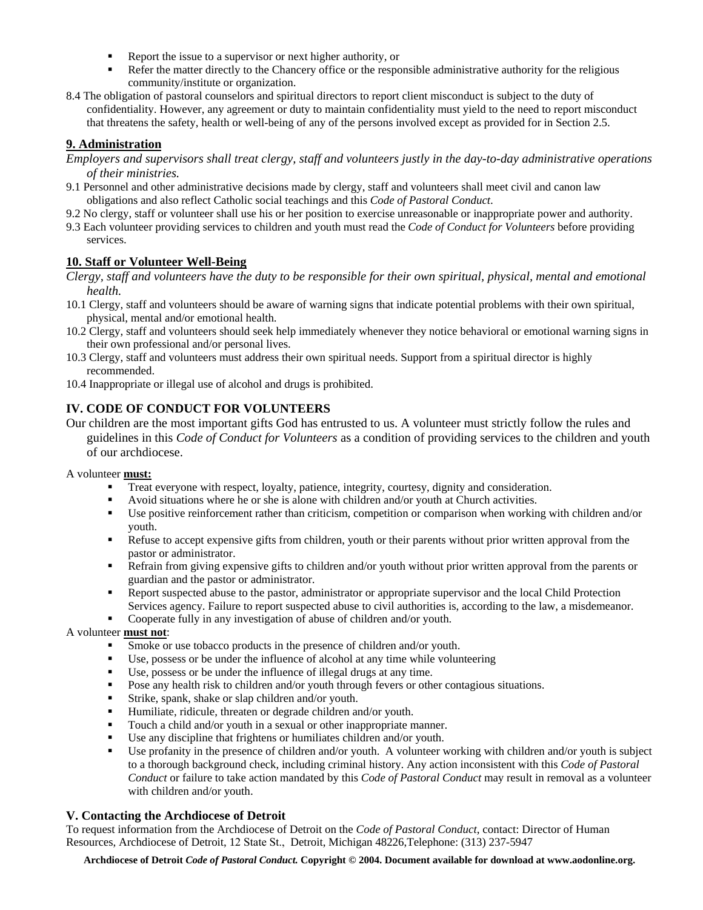- Report the issue to a supervisor or next higher authority, or
- Refer the matter directly to the Chancery office or the responsible administrative authority for the religious community/institute or organization.

8.4 The obligation of pastoral counselors and spiritual directors to report client misconduct is subject to the duty of confidentiality. However, any agreement or duty to maintain confidentiality must yield to the need to report misconduct that threatens the safety, health or well-being of any of the persons involved except as provided for in Section 2.5.

## 9. Administration

*Employers and supervisors shall treat clergy, staff and volunteers justly in the day-to-day administrative operations of their ministries.*

9.1 Personnel and other administrative decisions made by clergy, staff and volunteers shall meet civil and canon law obligations and also reflect Catholic social teachings and this *Code of Pastoral Conduct*.

9.2 No clergy, staff or volunteer shall use his or her position to exercise unreasonable or inappropriate power and authority.

9.3 Each volunteer providing services to children and youth must read the *Code of Conduct for Volunteers* before providing services.

## 10. Staff or Volunteer Well-Being

*Clergy, staff and volunteers have the duty to be responsible for their own spiritual, physical, mental and emotional health.*

10.1 Clergy, staff and volunteers should be aware of warning signs that indicate potential problems with their own spiritual, physical, mental and/or emotional health.

10.2 Clergy, staff and volunteers should seek help immediately whenever they notice behavioral or emotional warning signs in their own professional and/or personal lives.

10.3 Clergy, staff and volunteers must address their own spiritual needs. Support from a spiritual director is highly recommended.

10.4 Inappropriate or illegal use of alcohol and drugs is prohibited.

## IV. CODE OF CONDUCT FOR VOLUNTEERS

Our children are the most important gifts God has entrusted to us. A volunteer must strictly follow the rules and guidelines in this *Code of Conduct for Volunteers* as a condition of providing services to the children and youth of our archdiocese.

A volunteer **must:**

- Treat everyone with respect, loyalty, patience, integrity, courtesy, dignity and consideration.
- Avoid situations where he or she is alone with children and/or youth at Church activities.
- Use positive reinforcement rather than criticism, competition or comparison when working with children and/or youth.
- Refuse to accept expensive gifts from children, youth or their parents without prior written approval from the pastor or administrator.
- Refrain from giving expensive gifts to children and/or youth without prior written approval from the parents or guardian and the pastor or administrator.
- Report suspected abuse to the pastor, administrator or appropriate supervisor and the local Child Protection Services agency. Failure to report suspected abuse to civil authorities is, according to the law, a misdemeanor.
- Cooperate fully in any investigation of abuse of children and/or youth.

A volunteer **must not**:

- Smoke or use tobacco products in the presence of children and/or youth.
- Use, possess or be under the influence of alcohol at any time while volunteering
- Use, possess or be under the influence of illegal drugs at any time.
- Pose any health risk to children and/or youth through fevers or other contagious situations.
- Strike, spank, shake or slap children and/or youth.
- Humiliate, ridicule, threaten or degrade children and/or youth.
- Touch a child and/or youth in a sexual or other inappropriate manner.
- Use any discipline that frightens or humiliates children and/or youth.
- Use profanity in the presence of children and/or youth. A volunteer working with children and/or youth is subject to a thorough background check, including criminal history. Any action inconsistent with this *Code of Pastoral Conduct* or failure to take action mandated by this *Code of Pastoral Conduct* may result in removal as a volunteer with children and/or youth.

## V. Contacting the Archdiocese of Detroit

To request information from the Archdiocese of Detroit on the *Code of Pastoral Conduct*, contact: Director of Human Resources, Archdiocese of Detroit, 12 State St., Detroit, Michigan 48226,Telephone: (313) 237-5947

**Archdiocese of Detroit *Code of Pastoral Conduct.* Copyright © 2004. Document available for download at www.aodonline.org.**